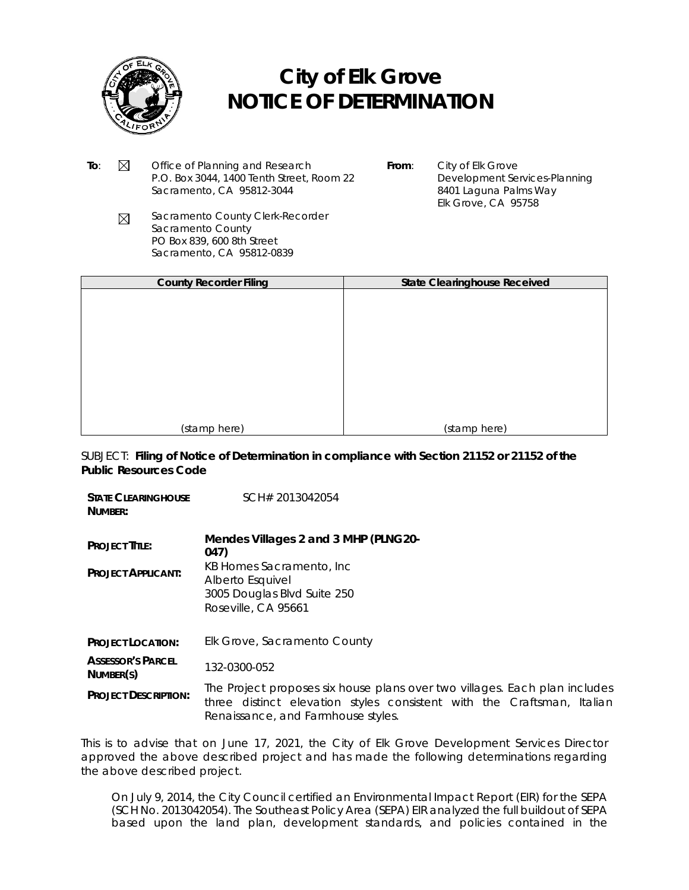# City of Elk Grove
# NOTICE OF DETERMINATION

**To**: ☒ Office of Planning and Research
P.O. Box 3044, 1400 Tenth Street, Room 22
Sacramento, CA 95812-3044

☒ Sacramento County Clerk-Recorder
Sacramento County
PO Box 839, 600 8th Street
Sacramento, CA 95812-0839

**From**: City of Elk Grove
Development Services-Planning
8401 Laguna Palms Way
Elk Grove, CA 95758

| County Recorder Filing | State Clearinghouse Received |
|---|---|
| (stamp here) | (stamp here) |

SUBJECT: **Filing of Notice of Determination in compliance with Section 21152 or 21152 of the Public Resources Code**

**STATE CLEARINGHOUSE NUMBER:** SCH# 2013042054

**PROJECT TITLE:** **Mendes Villages 2 and 3 MHP (PLNG20-047)**

**PROJECT APPLICANT:** KB Homes Sacramento, Inc
Alberto Esquivel
3005 Douglas Blvd Suite 250
Roseville, CA 95661

**PROJECT LOCATION:** Elk Grove, Sacramento County

**ASSESSOR'S PARCEL NUMBER(S)** 132-0300-052

**PROJECT DESCRIPTION:** The Project proposes six house plans over two villages. Each plan includes three distinct elevation styles consistent with the Craftsman, Italian Renaissance, and Farmhouse styles.

This is to advise that on June 17, 2021, the City of Elk Grove Development Services Director approved the above described project and has made the following determinations regarding the above described project.

On July 9, 2014, the City Council certified an Environmental Impact Report (EIR) for the SEPA (SCH No. 2013042054). The Southeast Policy Area (SEPA) EIR analyzed the full buildout of SEPA based upon the land plan, development standards, and policies contained in the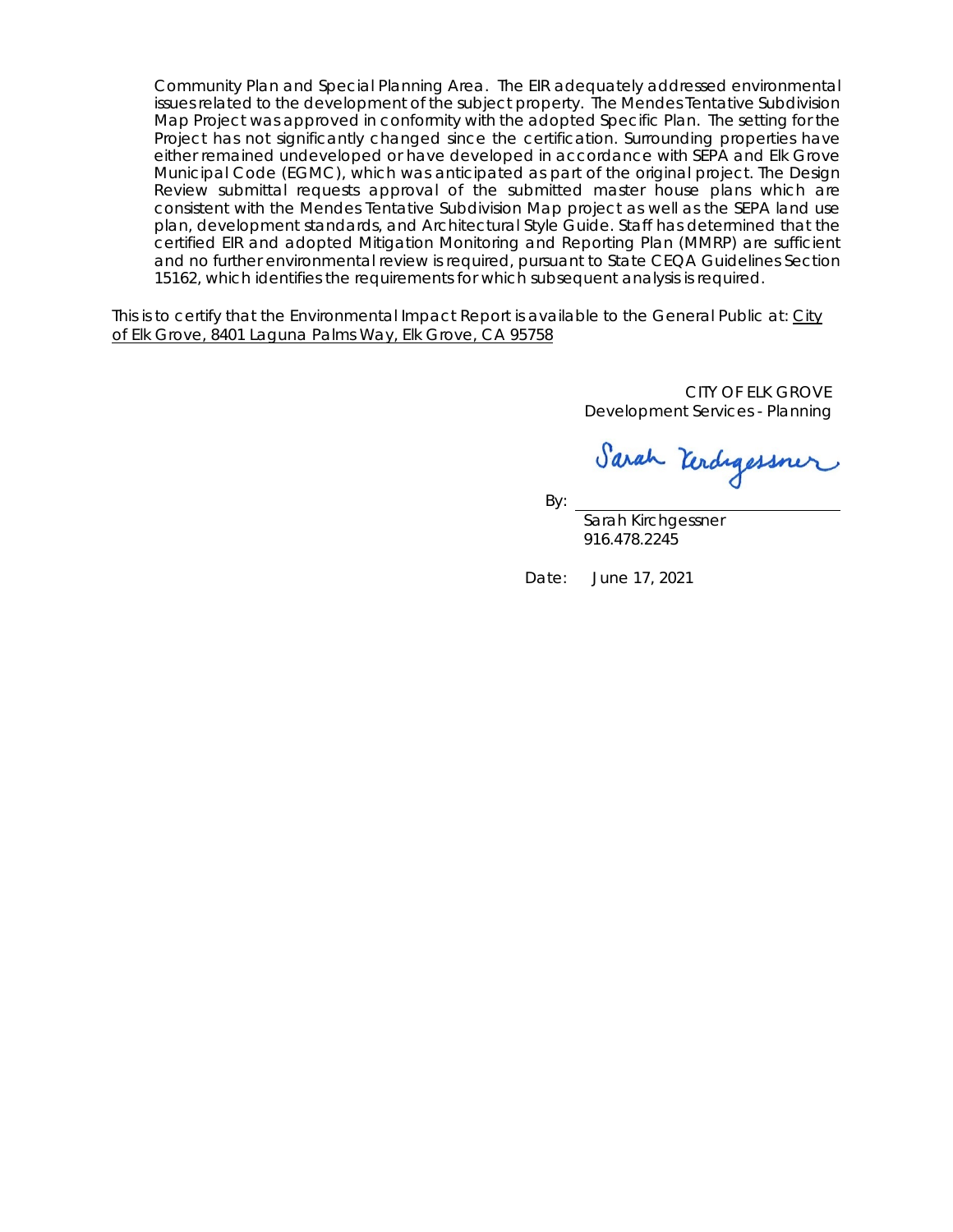Community Plan and Special Planning Area. The EIR adequately addressed environmental issues related to the development of the subject property. The Mendes Tentative Subdivision Map Project was approved in conformity with the adopted Specific Plan. The setting for the Project has not significantly changed since the certification. Surrounding properties have either remained undeveloped or have developed in accordance with SEPA and Elk Grove Municipal Code (EGMC), which was anticipated as part of the original project. The Design Review submittal requests approval of the submitted master house plans which are consistent with the Mendes Tentative Subdivision Map project as well as the SEPA land use plan, development standards, and Architectural Style Guide. Staff has determined that the certified EIR and adopted Mitigation Monitoring and Reporting Plan (MMRP) are sufficient and no further environmental review is required, pursuant to State CEQA Guidelines Section 15162, which identifies the requirements for which subsequent analysis is required.

This is to certify that the Environmental Impact Report is available to the General Public at: City of Elk Grove, 8401 Laguna Palms Way, Elk Grove, CA 95758

CITY OF ELK GROVE
Development Services - Planning

By: Sarah Kirchgessner
Sarah Kirchgessner
916.478.2245

Date: June 17, 2021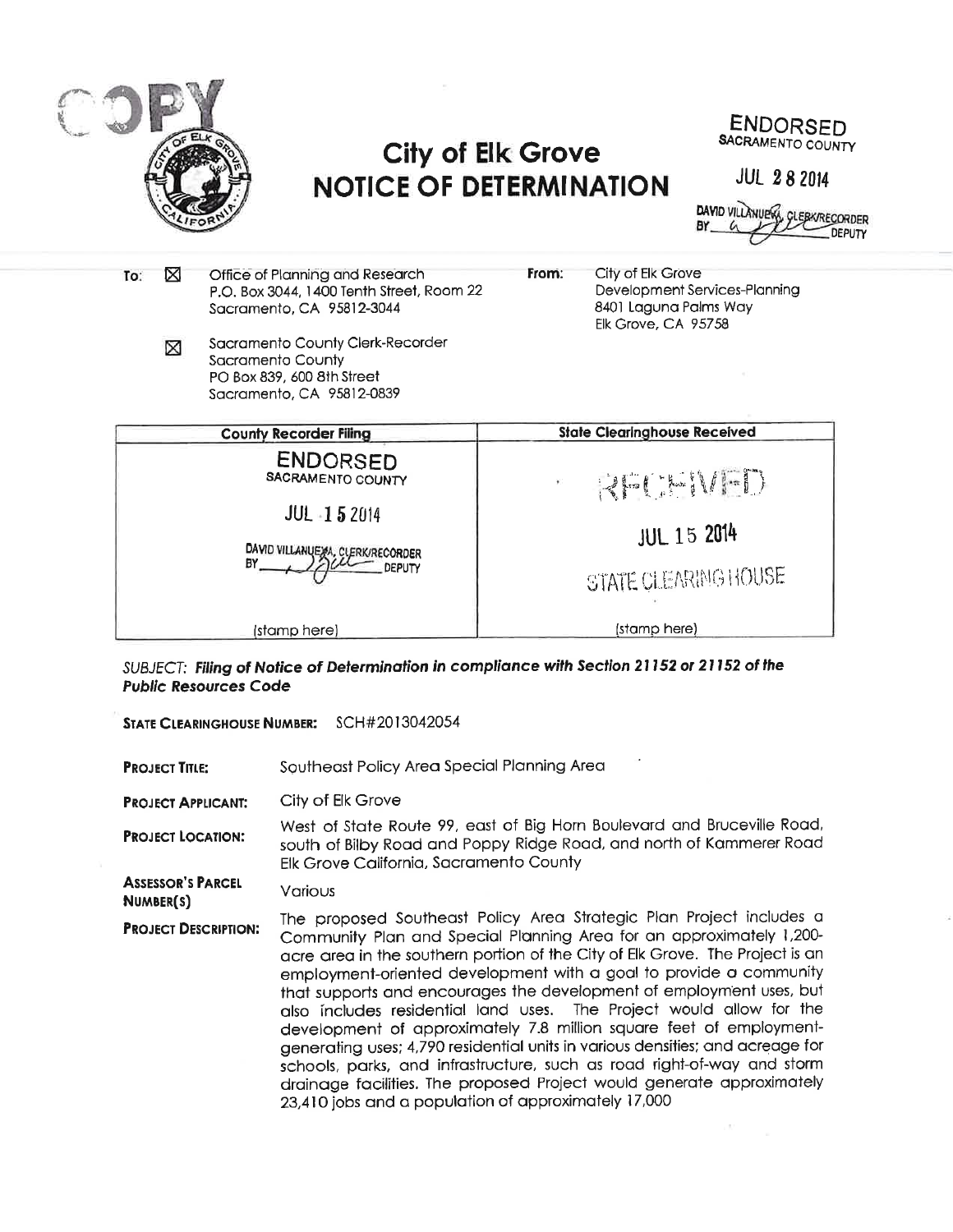COPY

# City of Elk Grove
# NOTICE OF DETERMINATION

ENDORSED
SACRAMENTO COUNTY

JUL 28 2014

DAVID VILLANUEVA, CLERK/RECORDER
BY ________ DEPUTY

**To:** ☒ Office of Planning and Research
P.O. Box 3044, 1400 Tenth Street, Room 22
Sacramento, CA 95812-3044

☒ Sacramento County Clerk-Recorder
Sacramento County
PO Box 839, 600 8th Street
Sacramento, CA 95812-0839

**From:** City of Elk Grove
Development Services-Planning
8401 Laguna Palms Way
Elk Grove, CA 95758

| County Recorder Filing | State Clearinghouse Received |
|---|---|
| ENDORSED<br>SACRAMENTO COUNTY<br>JUL 15 2014<br>DAVID VILLANUEVA, CLERK/RECORDER<br>BY ________ DEPUTY | RECEIVED<br>JUL 15 2014<br>STATE CLEARING HOUSE |
| (stamp here) | (stamp here) |

*SUBJECT:* ***Filing of Notice of Determination in compliance with Section 21152 or 21152 of the Public Resources Code***

**STATE CLEARINGHOUSE NUMBER:** SCH#2013042054

**PROJECT TITLE:** Southeast Policy Area Special Planning Area

**PROJECT APPLICANT:** City of Elk Grove

**PROJECT LOCATION:** West of State Route 99, east of Big Horn Boulevard and Bruceville Road, south of Bilby Road and Poppy Ridge Road, and north of Kammerer Road Elk Grove California, Sacramento County

**ASSESSOR'S PARCEL NUMBER(S)** Various

**PROJECT DESCRIPTION:** The proposed Southeast Policy Area Strategic Plan Project includes a Community Plan and Special Planning Area for an approximately 1,200-acre area in the southern portion of the City of Elk Grove. The Project is an employment-oriented development with a goal to provide a community that supports and encourages the development of employment uses, but also includes residential land uses. The Project would allow for the development of approximately 7.8 million square feet of employment-generating uses; 4,790 residential units in various densities; and acreage for schools, parks, and infrastructure, such as road right-of-way and storm drainage facilities. The proposed Project would generate approximately 23,410 jobs and a population of approximately 17,000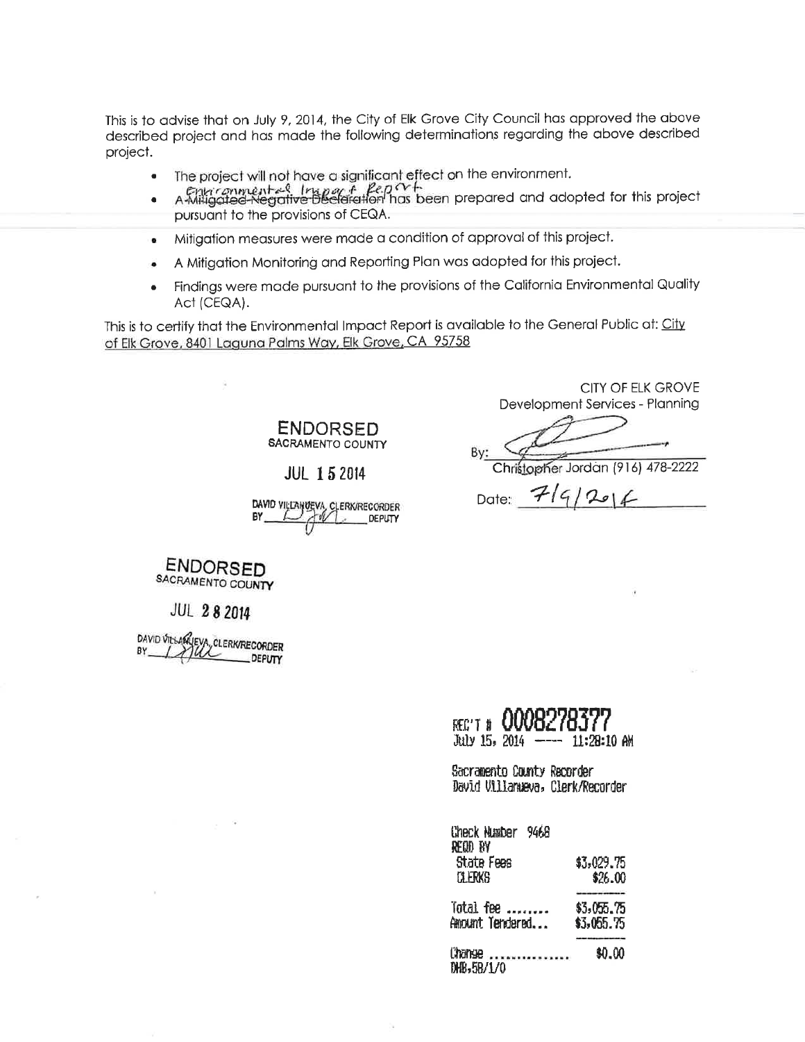This is to advise that on July 9, 2014, the City of Elk Grove City Council has approved the above described project and has made the following determinations regarding the above described project.

- The project will not have a significant effect on the environment.
- ~~A Mitigated Negative Declaration~~ Environmental Impact Report has been prepared and adopted for this project pursuant to the provisions of CEQA.
- Mitigation measures were made a condition of approval of this project.
- A Mitigation Monitoring and Reporting Plan was adopted for this project.
- Findings were made pursuant to the provisions of the California Environmental Quality Act (CEQA).

This is to certify that the Environmental Impact Report is available to the General Public at: City of Elk Grove, 8401 Laguna Palms Way, Elk Grove, CA 95758

CITY OF ELK GROVE
Development Services - Planning

By: ____________________
Christopher Jordan (916) 478-2222

Date: 7/9/2014

**ENDORSED**
SACRAMENTO COUNTY

JUL 15 2014

DAVID VILLANUEVA, CLERK/RECORDER
BY ____________ DEPUTY

**ENDORSED**
SACRAMENTO COUNTY

JUL 28 2014

DAVID VILLANUEVA, CLERK/RECORDER
BY ____________ DEPUTY

REC'T # 0008278377
July 15, 2014 ---- 11:28:10 AM

Sacramento County Recorder
David Villanueva, Clerk/Recorder

| Check Number 9468 | |
|---|---|
| RECD BY | |
| State Fees | $3,029.75 |
| CLERKS | $26.00 |
| Total fee ........ | $3,055.75 |
| Amount Tendered... | $3,055.75 |
| Change .............. | $0.00 |

DHB,58/1/0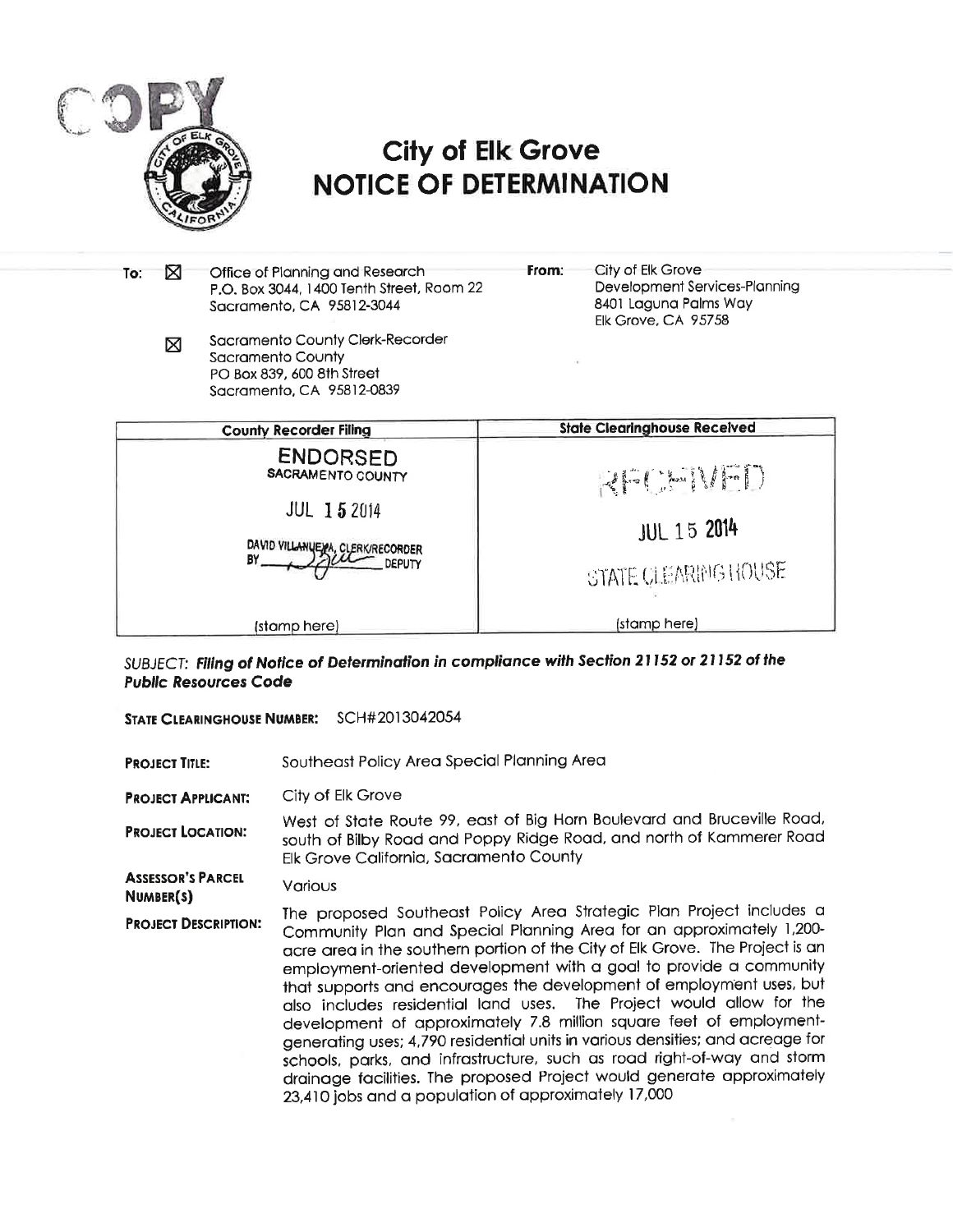COPY

# City of Elk Grove
# NOTICE OF DETERMINATION

**To:** ☒ Office of Planning and Research
P.O. Box 3044, 1400 Tenth Street, Room 22
Sacramento, CA 95812-3044

☒ Sacramento County Clerk-Recorder
Sacramento County
PO Box 839, 600 8th Street
Sacramento, CA 95812-0839

**From:** City of Elk Grove
Development Services-Planning
8401 Laguna Palms Way
Elk Grove, CA 95758

| County Recorder Filing | State Clearinghouse Received |
|---|---|
| ENDORSED SACRAMENTO COUNTY JUL 15 2014 DAVID VILLANUEVA, CLERK/RECORDER BY ______ DEPUTY | RECEIVED JUL 15 2014 STATE CLEARING HOUSE |
| (stamp here) | (stamp here) |

*SUBJECT:* ***Filing of Notice of Determination in compliance with Section 21152 or 21152 of the Public Resources Code***

**STATE CLEARINGHOUSE NUMBER:** SCH#2013042054

**PROJECT TITLE:** Southeast Policy Area Special Planning Area

**PROJECT APPLICANT:** City of Elk Grove

**PROJECT LOCATION:** West of State Route 99, east of Big Horn Boulevard and Bruceville Road, south of Bilby Road and Poppy Ridge Road, and north of Kammerer Road Elk Grove California, Sacramento County

**ASSESSOR'S PARCEL NUMBER(S)** Various

**PROJECT DESCRIPTION:** The proposed Southeast Policy Area Strategic Plan Project includes a Community Plan and Special Planning Area for an approximately 1,200-acre area in the southern portion of the City of Elk Grove. The Project is an employment-oriented development with a goal to provide a community that supports and encourages the development of employment uses, but also includes residential land uses. The Project would allow for the development of approximately 7.8 million square feet of employment-generating uses; 4,790 residential units in various densities; and acreage for schools, parks, and infrastructure, such as road right-of-way and storm drainage facilities. The proposed Project would generate approximately 23,410 jobs and a population of approximately 17,000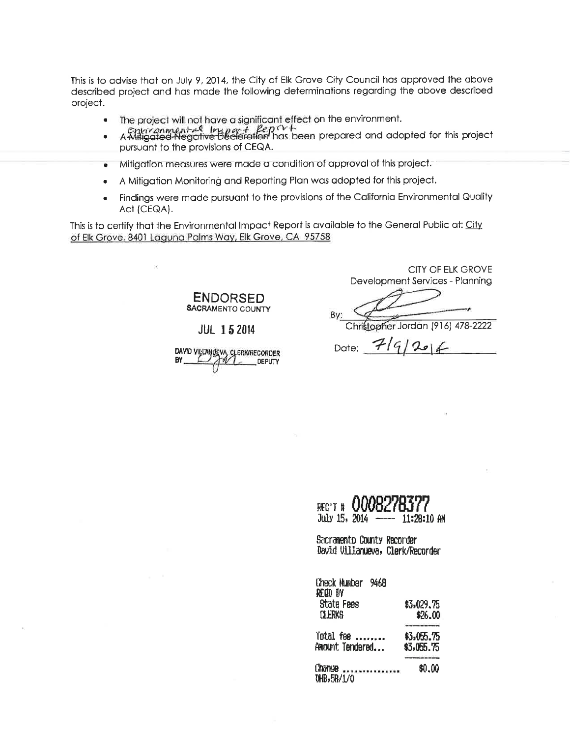This is to advise that on July 9, 2014, the City of Elk Grove City Council has approved the above described project and has made the following determinations regarding the above described project.

- The project will not have a significant effect on the environment.
- A ~~Mitigated Negative Declaration~~ Environmental Impact Report has been prepared and adopted for this project pursuant to the provisions of CEQA.
- Mitigation measures were made a condition of approval of this project.
- A Mitigation Monitoring and Reporting Plan was adopted for this project.
- Findings were made pursuant to the provisions of the California Environmental Quality Act (CEQA).

This is to certify that the Environmental Impact Report is available to the General Public at: City of Elk Grove, 8401 Laguna Palms Way, Elk Grove, CA 95758

**ENDORSED**
SACRAMENTO COUNTY

JUL 15 2014

DAVID VILLANUEVA, CLERK/RECORDER
BY ________ DEPUTY

CITY OF ELK GROVE
Development Services - Planning

By: ____________________
Christopher Jordan (916) 478-2222

Date: 7/9/2014

REC'T # 0008278377
July 15, 2014 ---- 11:28:10 AM

Sacramento County Recorder
David Villanueva, Clerk/Recorder

| | |
|---|---|
| Check Number 9468 | |
| REQD BY | |
| State Fees | $3,029.75 |
| CLERKS | $26.00 |
| Total fee ........ | $3,055.75 |
| Amount Tendered... | $3,055.75 |
| Change ............... | $0.00 |

DHB,58/1/0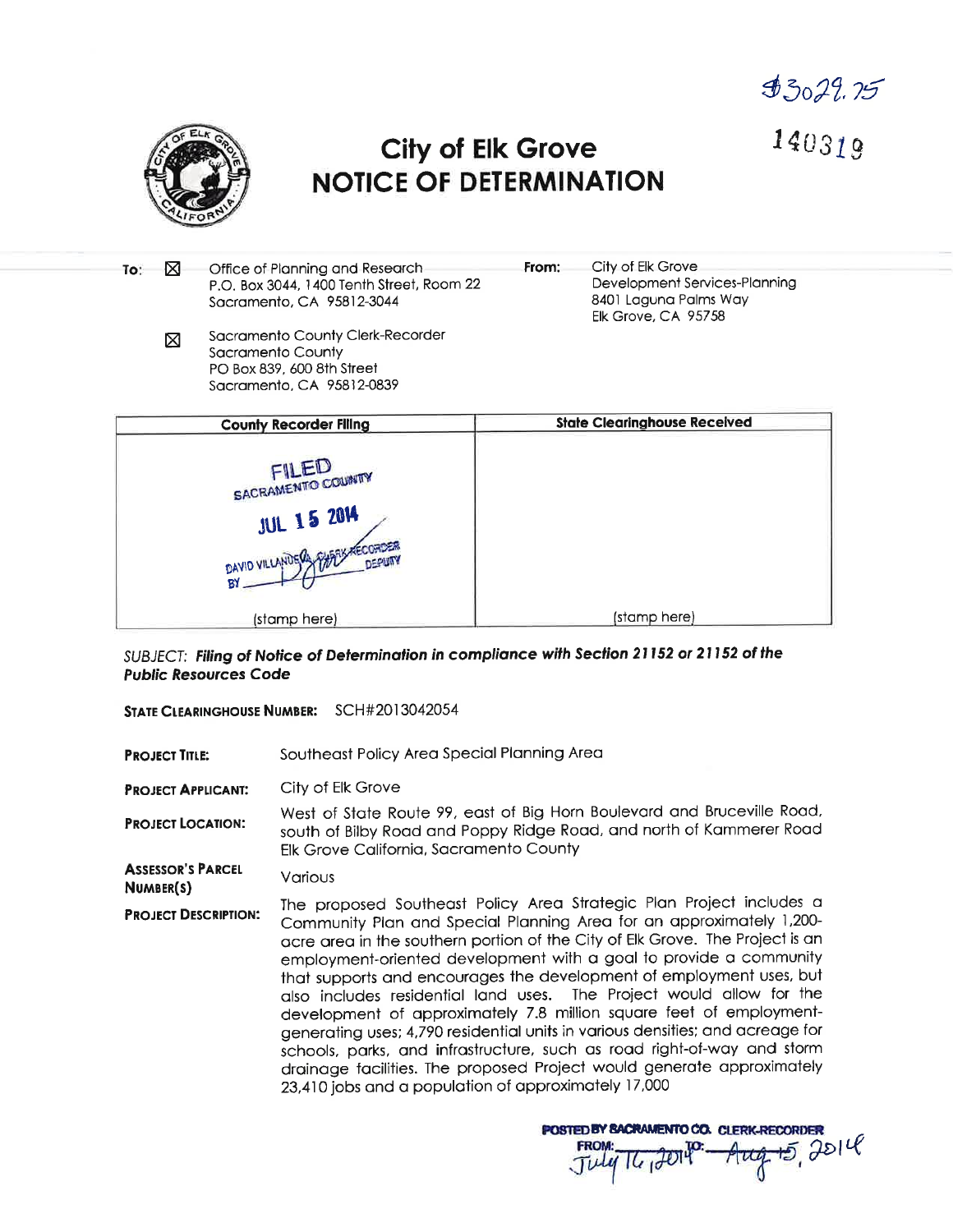$3029.75

140319

# City of Elk Grove
# NOTICE OF DETERMINATION

**To:** ☒ Office of Planning and Research
P.O. Box 3044, 1400 Tenth Street, Room 22
Sacramento, CA 95812-3044

☒ Sacramento County Clerk-Recorder
Sacramento County
PO Box 839, 600 8th Street
Sacramento, CA 95812-0839

**From:** City of Elk Grove
Development Services-Planning
8401 Laguna Palms Way
Elk Grove, CA 95758

| County Recorder Filing | State Clearinghouse Received |
|---|---|
| FILED SACRAMENTO COUNTY JUL 15 2014 DAVID VILLANUEVA, CLERK-RECORDER BY ______ DEPUTY (stamp here) | (stamp here) |

SUBJECT: ***Filing of Notice of Determination in compliance with Section 21152 or 21152 of the Public Resources Code***

**STATE CLEARINGHOUSE NUMBER:** SCH#2013042054

**PROJECT TITLE:** Southeast Policy Area Special Planning Area

**PROJECT APPLICANT:** City of Elk Grove

**PROJECT LOCATION:** West of State Route 99, east of Big Horn Boulevard and Bruceville Road, south of Bilby Road and Poppy Ridge Road, and north of Kammerer Road Elk Grove California, Sacramento County

**ASSESSOR'S PARCEL NUMBER(S)** Various

**PROJECT DESCRIPTION:** The proposed Southeast Policy Area Strategic Plan Project includes a Community Plan and Special Planning Area for an approximately 1,200-acre area in the southern portion of the City of Elk Grove. The Project is an employment-oriented development with a goal to provide a community that supports and encourages the development of employment uses, but also includes residential land uses. The Project would allow for the development of approximately 7.8 million square feet of employment-generating uses; 4,790 residential units in various densities; and acreage for schools, parks, and infrastructure, such as road right-of-way and storm drainage facilities. The proposed Project would generate approximately 23,410 jobs and a population of approximately 17,000

POSTED BY SACRAMENTO CO. CLERK-RECORDER
FROM: July 16, 2014 TO: Aug 15, 2014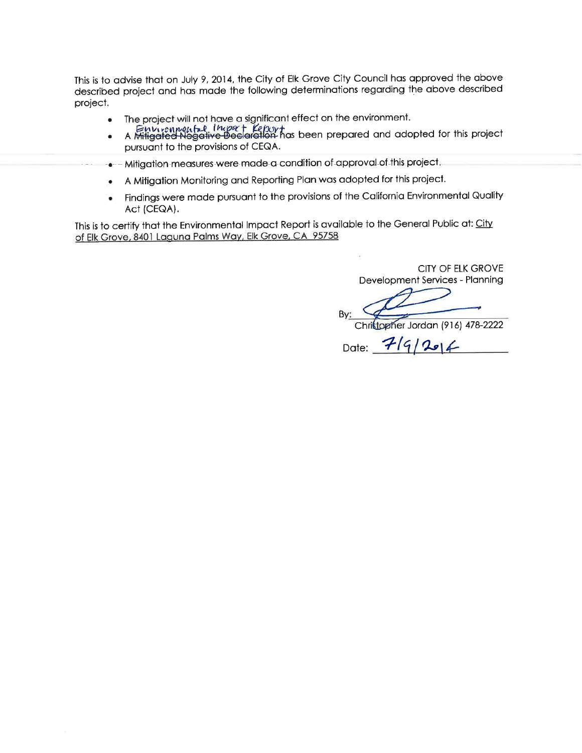This is to advise that on July 9, 2014, the City of Elk Grove City Council has approved the above described project and has made the following determinations regarding the above described project.

- The project will not have a significant effect on the environment.
- A ~~Mitigated Negative Declaration~~ Environmental Impact Report has been prepared and adopted for this project pursuant to the provisions of CEQA.
- Mitigation measures were made a condition of approval of this project.
- A Mitigation Monitoring and Reporting Plan was adopted for this project.
- Findings were made pursuant to the provisions of the California Environmental Quality Act (CEQA).

This is to certify that the Environmental Impact Report is available to the General Public at: City of Elk Grove, 8401 Laguna Palms Way, Elk Grove, CA 95758

CITY OF ELK GROVE
Development Services - Planning

By: _______________
Christopher Jordan (916) 478-2222

Date: 7/9/2014